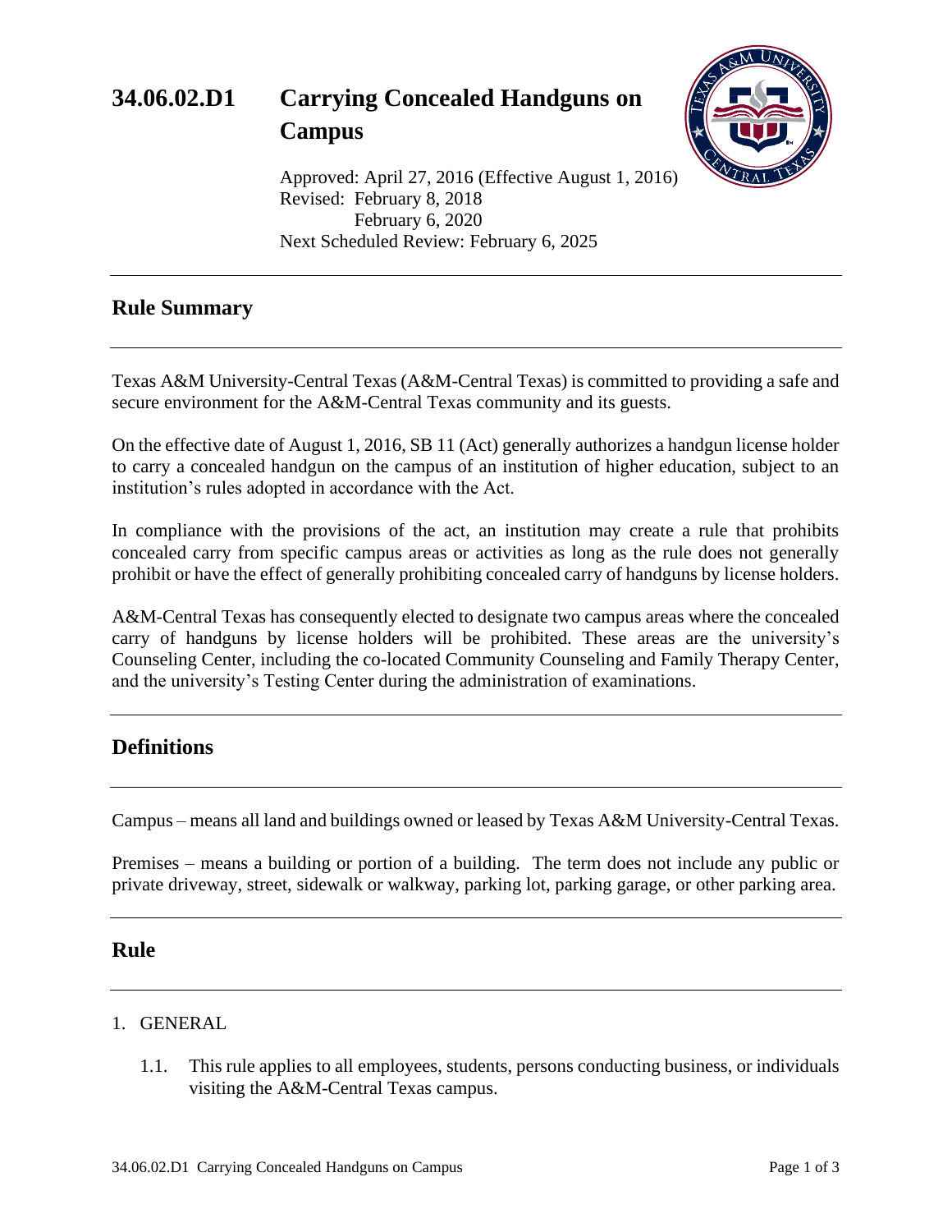# 34.06.02.D1 Carrying Concealed Handguns on Campus

Approved: April 27, 2016 (Effective August 1, 2016)
Revised: February 8, 2018
February 6, 2020
Next Scheduled Review: February 6, 2025

## Rule Summary

Texas A&M University-Central Texas (A&M-Central Texas) is committed to providing a safe and secure environment for the A&M-Central Texas community and its guests.

On the effective date of August 1, 2016, SB 11 (Act) generally authorizes a handgun license holder to carry a concealed handgun on the campus of an institution of higher education, subject to an institution's rules adopted in accordance with the Act.

In compliance with the provisions of the act, an institution may create a rule that prohibits concealed carry from specific campus areas or activities as long as the rule does not generally prohibit or have the effect of generally prohibiting concealed carry of handguns by license holders.

A&M-Central Texas has consequently elected to designate two campus areas where the concealed carry of handguns by license holders will be prohibited. These areas are the university's Counseling Center, including the co-located Community Counseling and Family Therapy Center, and the university's Testing Center during the administration of examinations.

## Definitions

Campus – means all land and buildings owned or leased by Texas A&M University-Central Texas.

Premises – means a building or portion of a building. The term does not include any public or private driveway, street, sidewalk or walkway, parking lot, parking garage, or other parking area.

## Rule

1. GENERAL

   1.1. This rule applies to all employees, students, persons conducting business, or individuals visiting the A&M-Central Texas campus.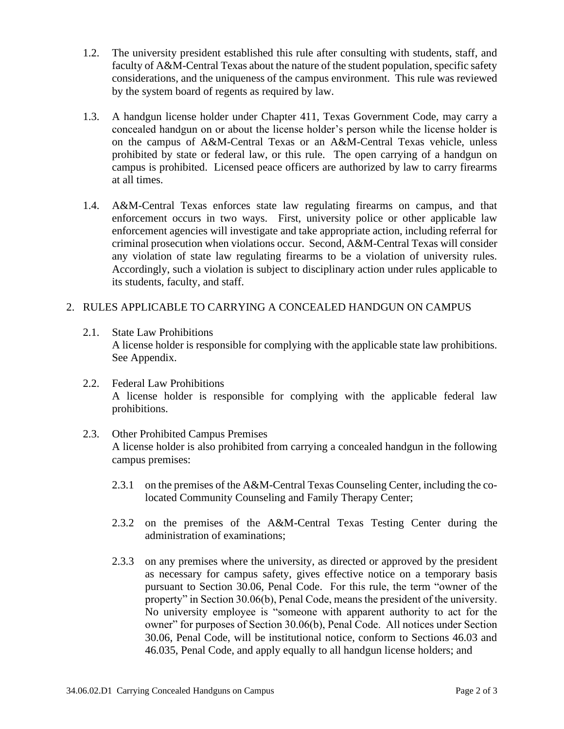1.2. The university president established this rule after consulting with students, staff, and faculty of A&M-Central Texas about the nature of the student population, specific safety considerations, and the uniqueness of the campus environment. This rule was reviewed by the system board of regents as required by law.

1.3. A handgun license holder under Chapter 411, Texas Government Code, may carry a concealed handgun on or about the license holder's person while the license holder is on the campus of A&M-Central Texas or an A&M-Central Texas vehicle, unless prohibited by state or federal law, or this rule. The open carrying of a handgun on campus is prohibited. Licensed peace officers are authorized by law to carry firearms at all times.

1.4. A&M-Central Texas enforces state law regulating firearms on campus, and that enforcement occurs in two ways. First, university police or other applicable law enforcement agencies will investigate and take appropriate action, including referral for criminal prosecution when violations occur. Second, A&M-Central Texas will consider any violation of state law regulating firearms to be a violation of university rules. Accordingly, such a violation is subject to disciplinary action under rules applicable to its students, faculty, and staff.

2. RULES APPLICABLE TO CARRYING A CONCEALED HANDGUN ON CAMPUS

2.1. State Law Prohibitions
A license holder is responsible for complying with the applicable state law prohibitions. See Appendix.

2.2. Federal Law Prohibitions
A license holder is responsible for complying with the applicable federal law prohibitions.

2.3. Other Prohibited Campus Premises
A license holder is also prohibited from carrying a concealed handgun in the following campus premises:

2.3.1 on the premises of the A&M-Central Texas Counseling Center, including the co-located Community Counseling and Family Therapy Center;

2.3.2 on the premises of the A&M-Central Texas Testing Center during the administration of examinations;

2.3.3 on any premises where the university, as directed or approved by the president as necessary for campus safety, gives effective notice on a temporary basis pursuant to Section 30.06, Penal Code. For this rule, the term "owner of the property" in Section 30.06(b), Penal Code, means the president of the university. No university employee is "someone with apparent authority to act for the owner" for purposes of Section 30.06(b), Penal Code. All notices under Section 30.06, Penal Code, will be institutional notice, conform to Sections 46.03 and 46.035, Penal Code, and apply equally to all handgun license holders; and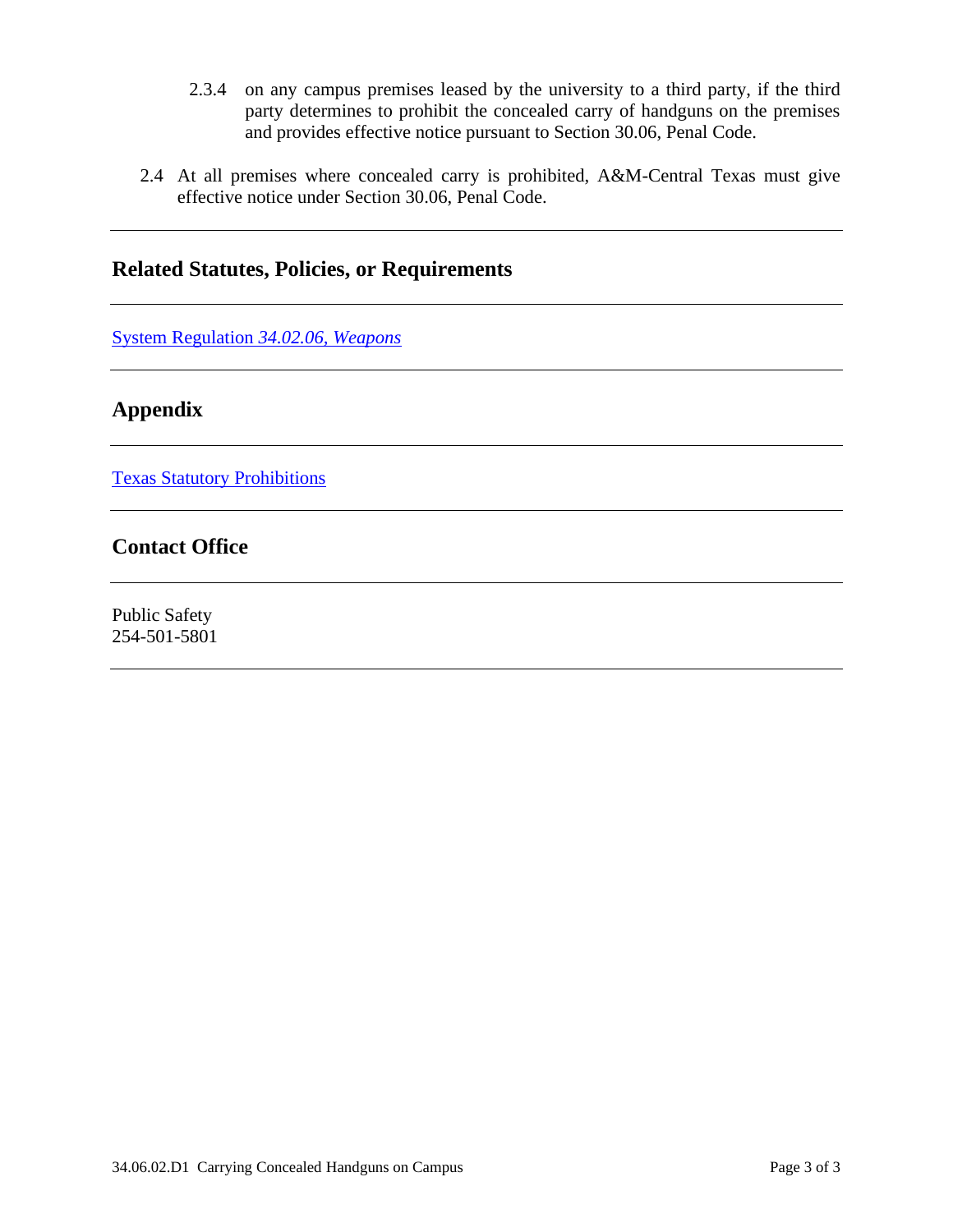2.3.4 on any campus premises leased by the university to a third party, if the third party determines to prohibit the concealed carry of handguns on the premises and provides effective notice pursuant to Section 30.06, Penal Code.

2.4 At all premises where concealed carry is prohibited, A&M-Central Texas must give effective notice under Section 30.06, Penal Code.

## Related Statutes, Policies, or Requirements

System Regulation *34.02.06, Weapons*

## Appendix

Texas Statutory Prohibitions

## Contact Office

Public Safety
254-501-5801